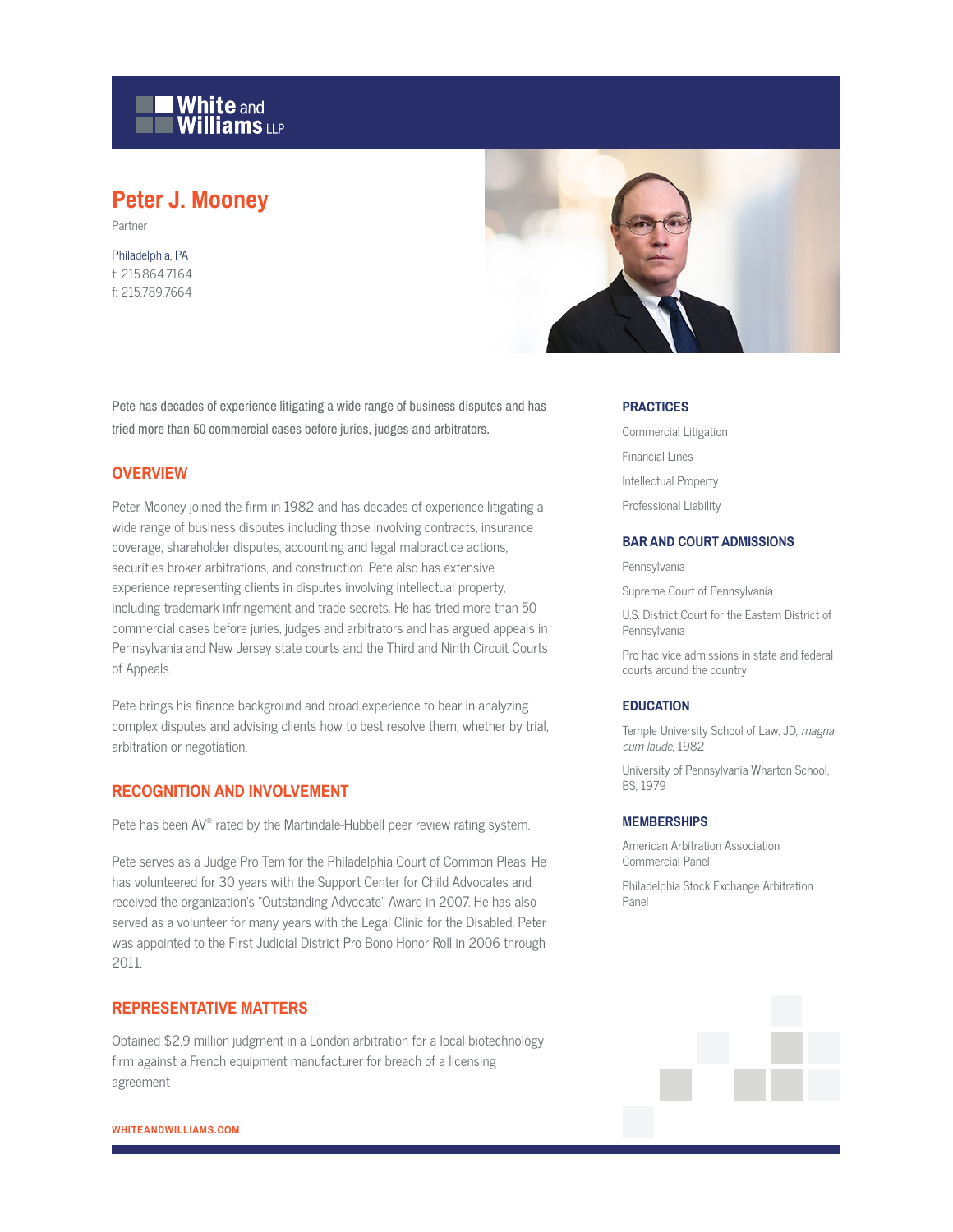White and Williams LLP

# Peter J. Mooney

Partner

Philadelphia, PA
t: 215.864.7164
f: 215.789.7664

Pete has decades of experience litigating a wide range of business disputes and has tried more than 50 commercial cases before juries, judges and arbitrators.

## OVERVIEW

Peter Mooney joined the firm in 1982 and has decades of experience litigating a wide range of business disputes including those involving contracts, insurance coverage, shareholder disputes, accounting and legal malpractice actions, securities broker arbitrations, and construction. Pete also has extensive experience representing clients in disputes involving intellectual property, including trademark infringement and trade secrets. He has tried more than 50 commercial cases before juries, judges and arbitrators and has argued appeals in Pennsylvania and New Jersey state courts and the Third and Ninth Circuit Courts of Appeals.

Pete brings his finance background and broad experience to bear in analyzing complex disputes and advising clients how to best resolve them, whether by trial, arbitration or negotiation.

## RECOGNITION AND INVOLVEMENT

Pete has been AV® rated by the Martindale-Hubbell peer review rating system.

Pete serves as a Judge Pro Tem for the Philadelphia Court of Common Pleas. He has volunteered for 30 years with the Support Center for Child Advocates and received the organization's "Outstanding Advocate" Award in 2007. He has also served as a volunteer for many years with the Legal Clinic for the Disabled. Peter was appointed to the First Judicial District Pro Bono Honor Roll in 2006 through 2011.

## REPRESENTATIVE MATTERS

Obtained $2.9 million judgment in a London arbitration for a local biotechnology firm against a French equipment manufacturer for breach of a licensing agreement

### PRACTICES

Commercial Litigation

Financial Lines

Intellectual Property

Professional Liability

### BAR AND COURT ADMISSIONS

Pennsylvania

Supreme Court of Pennsylvania

U.S. District Court for the Eastern District of Pennsylvania

Pro hac vice admissions in state and federal courts around the country

### EDUCATION

Temple University School of Law, JD, *magna cum laude*, 1982

University of Pennsylvania Wharton School, BS, 1979

### MEMBERSHIPS

American Arbitration Association Commercial Panel

Philadelphia Stock Exchange Arbitration Panel

WHITEANDWILLIAMS.COM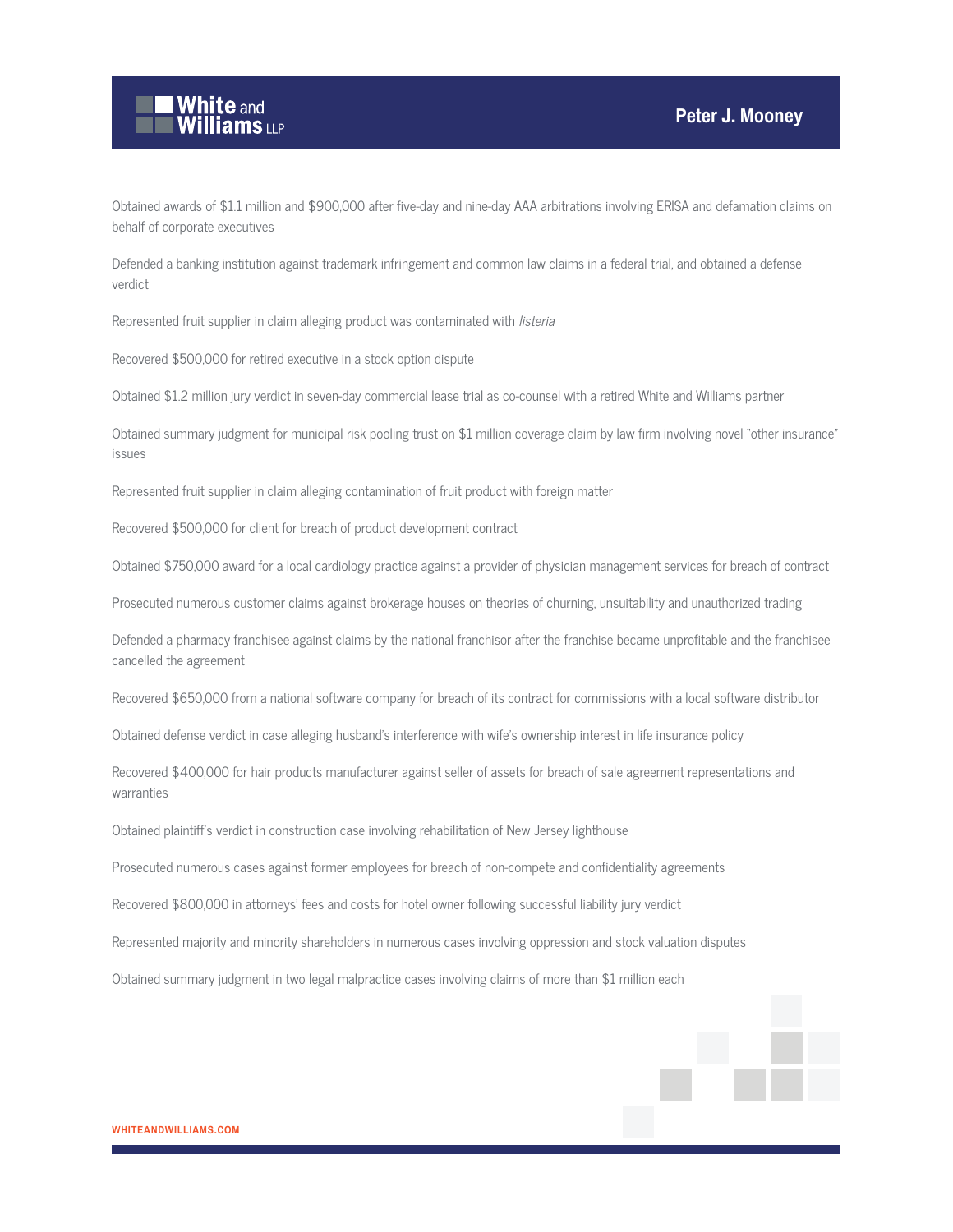Obtained awards of $1.1 million and $900,000 after five-day and nine-day AAA arbitrations involving ERISA and defamation claims on behalf of corporate executives

Defended a banking institution against trademark infringement and common law claims in a federal trial, and obtained a defense verdict

Represented fruit supplier in claim alleging product was contaminated with *listeria*

Recovered $500,000 for retired executive in a stock option dispute

Obtained $1.2 million jury verdict in seven-day commercial lease trial as co-counsel with a retired White and Williams partner

Obtained summary judgment for municipal risk pooling trust on $1 million coverage claim by law firm involving novel "other insurance" issues

Represented fruit supplier in claim alleging contamination of fruit product with foreign matter

Recovered $500,000 for client for breach of product development contract

Obtained $750,000 award for a local cardiology practice against a provider of physician management services for breach of contract

Prosecuted numerous customer claims against brokerage houses on theories of churning, unsuitability and unauthorized trading

Defended a pharmacy franchisee against claims by the national franchisor after the franchise became unprofitable and the franchisee cancelled the agreement

Recovered $650,000 from a national software company for breach of its contract for commissions with a local software distributor

Obtained defense verdict in case alleging husband's interference with wife's ownership interest in life insurance policy

Recovered $400,000 for hair products manufacturer against seller of assets for breach of sale agreement representations and warranties

Obtained plaintiff's verdict in construction case involving rehabilitation of New Jersey lighthouse

Prosecuted numerous cases against former employees for breach of non-compete and confidentiality agreements

Recovered $800,000 in attorneys' fees and costs for hotel owner following successful liability jury verdict

Represented majority and minority shareholders in numerous cases involving oppression and stock valuation disputes

Obtained summary judgment in two legal malpractice cases involving claims of more than $1 million each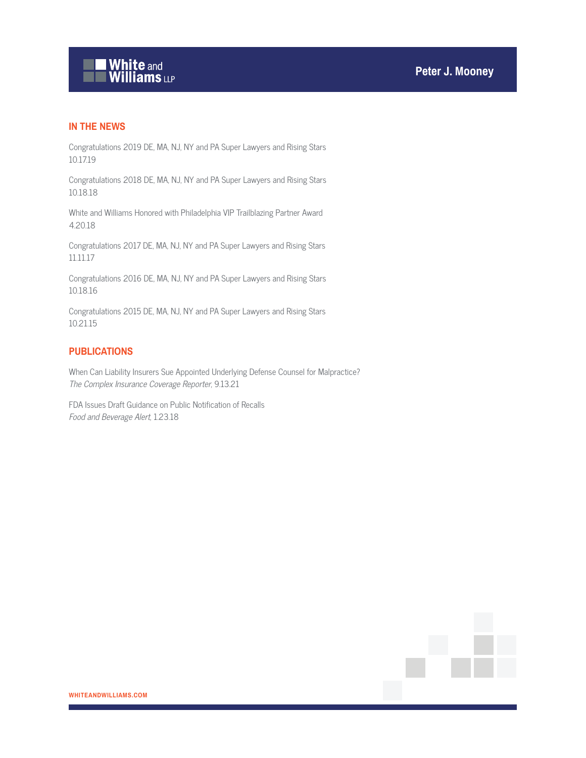## IN THE NEWS

Congratulations 2019 DE, MA, NJ, NY and PA Super Lawyers and Rising Stars
10.17.19

Congratulations 2018 DE, MA, NJ, NY and PA Super Lawyers and Rising Stars
10.18.18

White and Williams Honored with Philadelphia VIP Trailblazing Partner Award
4.20.18

Congratulations 2017 DE, MA, NJ, NY and PA Super Lawyers and Rising Stars
11.11.17

Congratulations 2016 DE, MA, NJ, NY and PA Super Lawyers and Rising Stars
10.18.16

Congratulations 2015 DE, MA, NJ, NY and PA Super Lawyers and Rising Stars
10.21.15

## PUBLICATIONS

When Can Liability Insurers Sue Appointed Underlying Defense Counsel for Malpractice?
*The Complex Insurance Coverage Reporter*, 9.13.21

FDA Issues Draft Guidance on Public Notification of Recalls
*Food and Beverage Alert*, 1.23.18